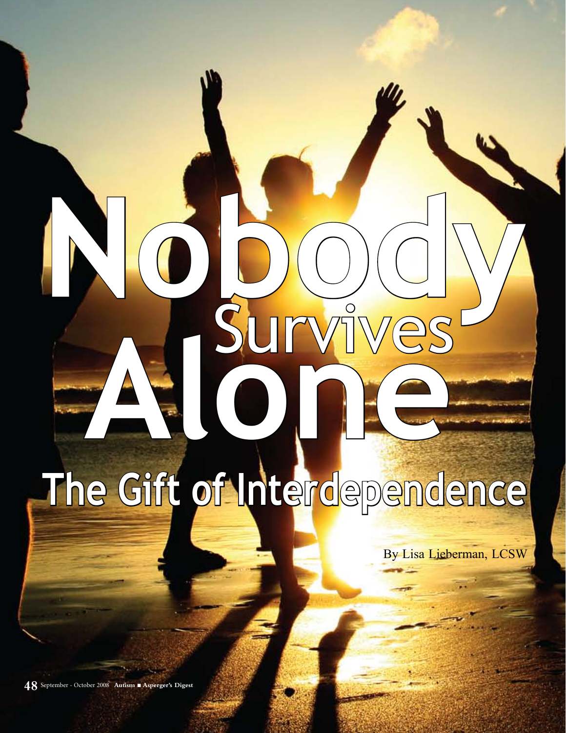# Nobody Survives Alone

## The Gift of Interdependence

By Lisa Lieberman, LCSW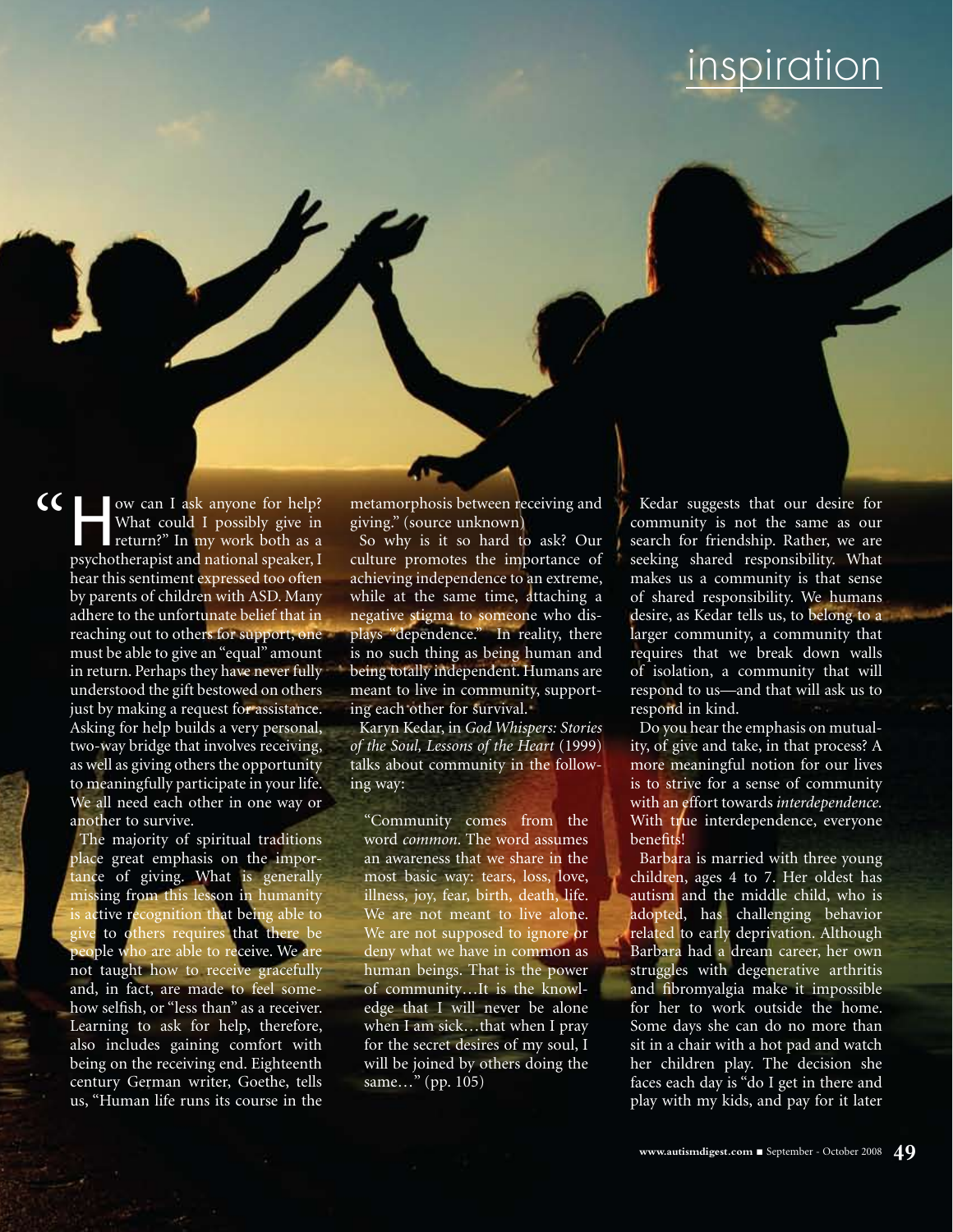"How can I ask anyone for help? What could I possibly give in return?" In my work both as a psychotherapist and national speaker, I hear this sentiment expressed too often by parents of children with ASD. Many adhere to the unfortunate belief that in reaching out to others for support, one must be able to give an "equal" amount in return. Perhaps they have never fully understood the gift bestowed on others just by making a request for assistance. Asking for help builds a very personal, two-way bridge that involves receiving, as well as giving others the opportunity to meaningfully participate in your life. We all need each other in one way or another to survive.

The majority of spiritual traditions place great emphasis on the importance of giving. What is generally missing from this lesson in humanity is active recognition that being able to give to others requires that there be people who are able to receive. We are not taught how to receive gracefully and, in fact, are made to feel somehow selfish, or "less than" as a receiver. Learning to ask for help, therefore, also includes gaining comfort with being on the receiving end. Eighteenth century German writer, Goethe, tells us, "Human life runs its course in the metamorphosis between receiving and giving." (source unknown)

So why is it so hard to ask? Our culture promotes the importance of achieving independence to an extreme, while at the same time, attaching a negative stigma to someone who displays "dependence." In reality, there is no such thing as being human and being totally independent. Humans are meant to live in community, supporting each other for survival.

Karyn Kedar, in *God Whispers: Stories of the Soul, Lessons of the Heart* (1999) talks about community in the following way:

> "Community comes from the word *common*. The word assumes an awareness that we share in the most basic way: tears, loss, love, illness, joy, fear, birth, death, life. We are not meant to live alone. We are not supposed to ignore or deny what we have in common as human beings. That is the power of community…It is the knowledge that I will never be alone when I am sick…that when I pray for the secret desires of my soul, I will be joined by others doing the same…" (pp. 105)

Kedar suggests that our desire for community is not the same as our search for friendship. Rather, we are seeking shared responsibility. What makes us a community is that sense of shared responsibility. We humans desire, as Kedar tells us, to belong to a larger community, a community that requires that we break down walls of isolation, a community that will respond to us—and that will ask us to respond in kind.

Do you hear the emphasis on mutuality, of give and take, in that process? A more meaningful notion for our lives is to strive for a sense of community with an effort towards *interdependence.* With true interdependence, everyone benefits!

Barbara is married with three young children, ages 4 to 7. Her oldest has autism and the middle child, who is adopted, has challenging behavior related to early deprivation. Although Barbara had a dream career, her own struggles with degenerative arthritis and fibromyalgia make it impossible for her to work outside the home. Some days she can do no more than sit in a chair with a hot pad and watch her children play. The decision she faces each day is "do I get in there and play with my kids, and pay for it later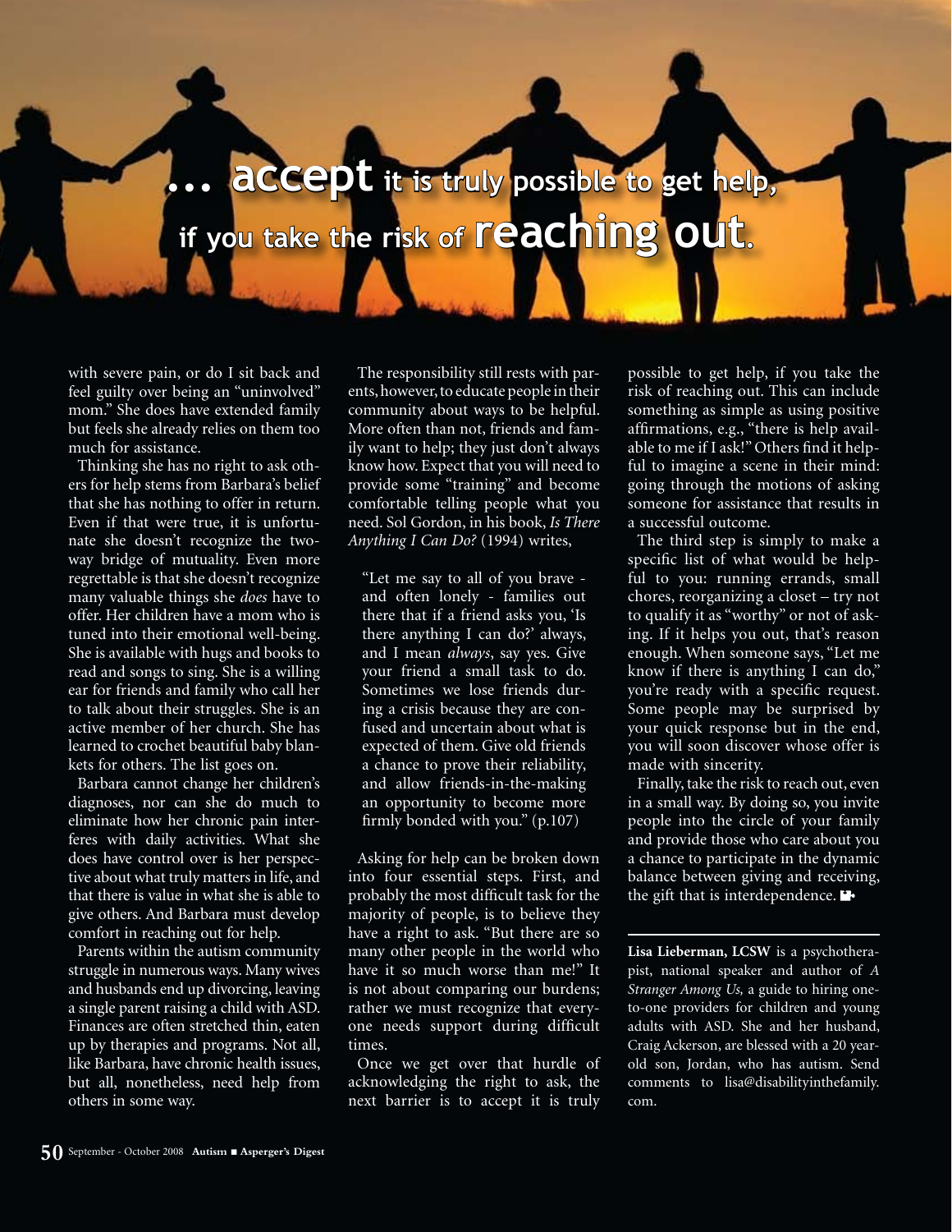**... accept it is truly possible to get help, if you take the risk of reaching out.**

with severe pain, or do I sit back and feel guilty over being an "uninvolved" mom." She does have extended family but feels she already relies on them too much for assistance.

Thinking she has no right to ask others for help stems from Barbara's belief that she has nothing to offer in return. Even if that were true, it is unfortunate she doesn't recognize the two-way bridge of mutuality. Even more regrettable is that she doesn't recognize many valuable things she *does* have to offer. Her children have a mom who is tuned into their emotional well-being. She is available with hugs and books to read and songs to sing. She is a willing ear for friends and family who call her to talk about their struggles. She is an active member of her church. She has learned to crochet beautiful baby blankets for others. The list goes on.

Barbara cannot change her children's diagnoses, nor can she do much to eliminate how her chronic pain interferes with daily activities. What she does have control over is her perspective about what truly matters in life, and that there is value in what she is able to give others. And Barbara must develop comfort in reaching out for help.

Parents within the autism community struggle in numerous ways. Many wives and husbands end up divorcing, leaving a single parent raising a child with ASD. Finances are often stretched thin, eaten up by therapies and programs. Not all, like Barbara, have chronic health issues, but all, nonetheless, need help from others in some way.

The responsibility still rests with parents, however, to educate people in their community about ways to be helpful. More often than not, friends and family want to help; they just don't always know how. Expect that you will need to provide some "training" and become comfortable telling people what you need. Sol Gordon, in his book, *Is There Anything I Can Do?* (1994) writes,

> "Let me say to all of you brave - and often lonely - families out there that if a friend asks you, 'Is there anything I can do?' always, and I mean *always*, say yes. Give your friend a small task to do. Sometimes we lose friends during a crisis because they are confused and uncertain about what is expected of them. Give old friends a chance to prove their reliability, and allow friends-in-the-making an opportunity to become more firmly bonded with you." (p.107)

Asking for help can be broken down into four essential steps. First, and probably the most difficult task for the majority of people, is to believe they have a right to ask. "But there are so many other people in the world who have it so much worse than me!" It is not about comparing our burdens; rather we must recognize that everyone needs support during difficult times.

Once we get over that hurdle of acknowledging the right to ask, the next barrier is to accept it is truly possible to get help, if you take the risk of reaching out. This can include something as simple as using positive affirmations, e.g., "there is help available to me if I ask!" Others find it helpful to imagine a scene in their mind: going through the motions of asking someone for assistance that results in a successful outcome.

The third step is simply to make a specific list of what would be helpful to you: running errands, small chores, reorganizing a closet – try not to qualify it as "worthy" or not of asking. If it helps you out, that's reason enough. When someone says, "Let me know if there is anything I can do," you're ready with a specific request. Some people may be surprised by your quick response but in the end, you will soon discover whose offer is made with sincerity.

Finally, take the risk to reach out, even in a small way. By doing so, you invite people into the circle of your family and provide those who care about you a chance to participate in the dynamic balance between giving and receiving, the gift that is interdependence.

---

**Lisa Lieberman, LCSW** is a psychotherapist, national speaker and author of *A Stranger Among Us,* a guide to hiring one-to-one providers for children and young adults with ASD. She and her husband, Craig Ackerson, are blessed with a 20 year-old son, Jordan, who has autism. Send comments to lisa@disabilityinthefamily.com.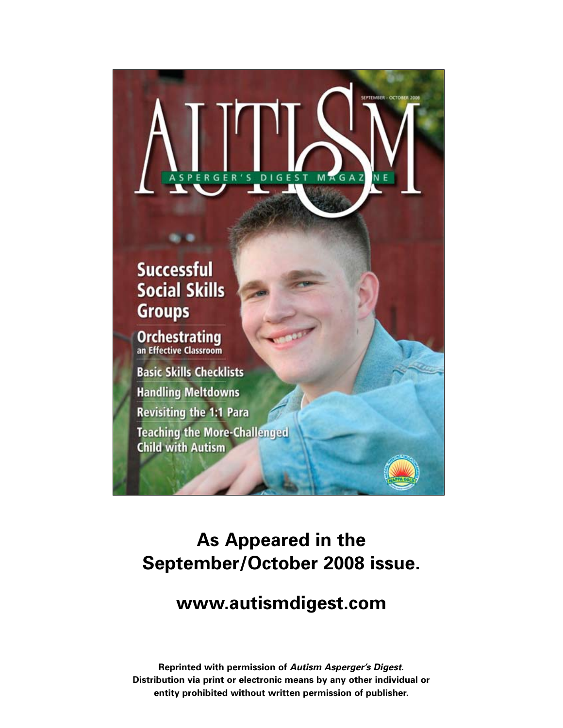**As Appeared in the September/October 2008 issue.**

**www.autismdigest.com**

**Reprinted with permission of *Autism Asperger's Digest*. Distribution via print or electronic means by any other individual or entity prohibited without written permission of publisher.**